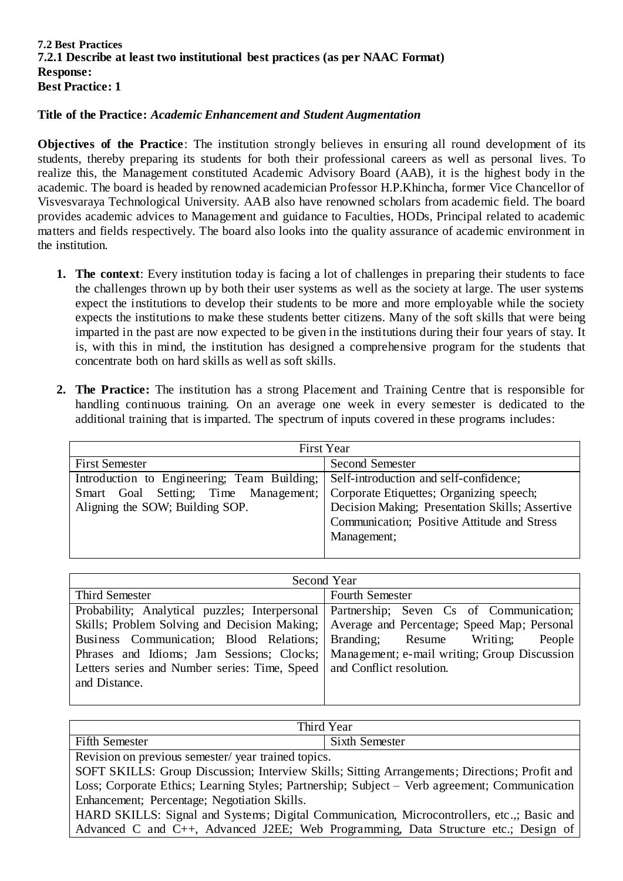**7.2 Best Practices**

**7.2.1 Describe at least two institutional best practices (as per NAAC Format)**

**Response:**

**Best Practice: 1**

**Title of the Practice:** ***Academic Enhancement and Student Augmentation***

**Objectives of the Practice**: The institution strongly believes in ensuring all round development of its students, thereby preparing its students for both their professional careers as well as personal lives. To realize this, the Management constituted Academic Advisory Board (AAB), it is the highest body in the academic. The board is headed by renowned academician Professor H.P.Khincha, former Vice Chancellor of Visvesvaraya Technological University. AAB also have renowned scholars from academic field. The board provides academic advices to Management and guidance to Faculties, HODs, Principal related to academic matters and fields respectively. The board also looks into the quality assurance of academic environment in the institution.

1. **The context**: Every institution today is facing a lot of challenges in preparing their students to face the challenges thrown up by both their user systems as well as the society at large. The user systems expect the institutions to develop their students to be more and more employable while the society expects the institutions to make these students better citizens. Many of the soft skills that were being imparted in the past are now expected to be given in the institutions during their four years of stay. It is, with this in mind, the institution has designed a comprehensive program for the students that concentrate both on hard skills as well as soft skills.

2. **The Practice:** The institution has a strong Placement and Training Centre that is responsible for handling continuous training. On an average one week in every semester is dedicated to the additional training that is imparted. The spectrum of inputs covered in these programs includes:

| First Year | |
|---|---|
| First Semester | Second Semester |
| Introduction to Engineering; Team Building; Smart Goal Setting; Time Management; Aligning the SOW; Building SOP. | Self-introduction and self-confidence; Corporate Etiquettes; Organizing speech; Decision Making; Presentation Skills; Assertive Communication; Positive Attitude and Stress Management; |

| Second Year | |
|---|---|
| Third Semester | Fourth Semester |
| Probability; Analytical puzzles; Interpersonal Skills; Problem Solving and Decision Making; Business Communication; Blood Relations; Phrases and Idioms; Jam Sessions; Clocks; Letters series and Number series: Time, Speed and Distance. | Partnership; Seven Cs of Communication; Average and Percentage; Speed Map; Personal Branding; Resume Writing; People Management; e-mail writing; Group Discussion and Conflict resolution. |

| Third Year | |
|---|---|
| Fifth Semester | Sixth Semester |
| Revision on previous semester/ year trained topics.<br>SOFT SKILLS: Group Discussion; Interview Skills; Sitting Arrangements; Directions; Profit and Loss; Corporate Ethics; Learning Styles; Partnership; Subject – Verb agreement; Communication Enhancement; Percentage; Negotiation Skills.<br>HARD SKILLS: Signal and Systems; Digital Communication, Microcontrollers, etc.,; Basic and Advanced C and C++, Advanced J2EE; Web Programming, Data Structure etc.; Design of | |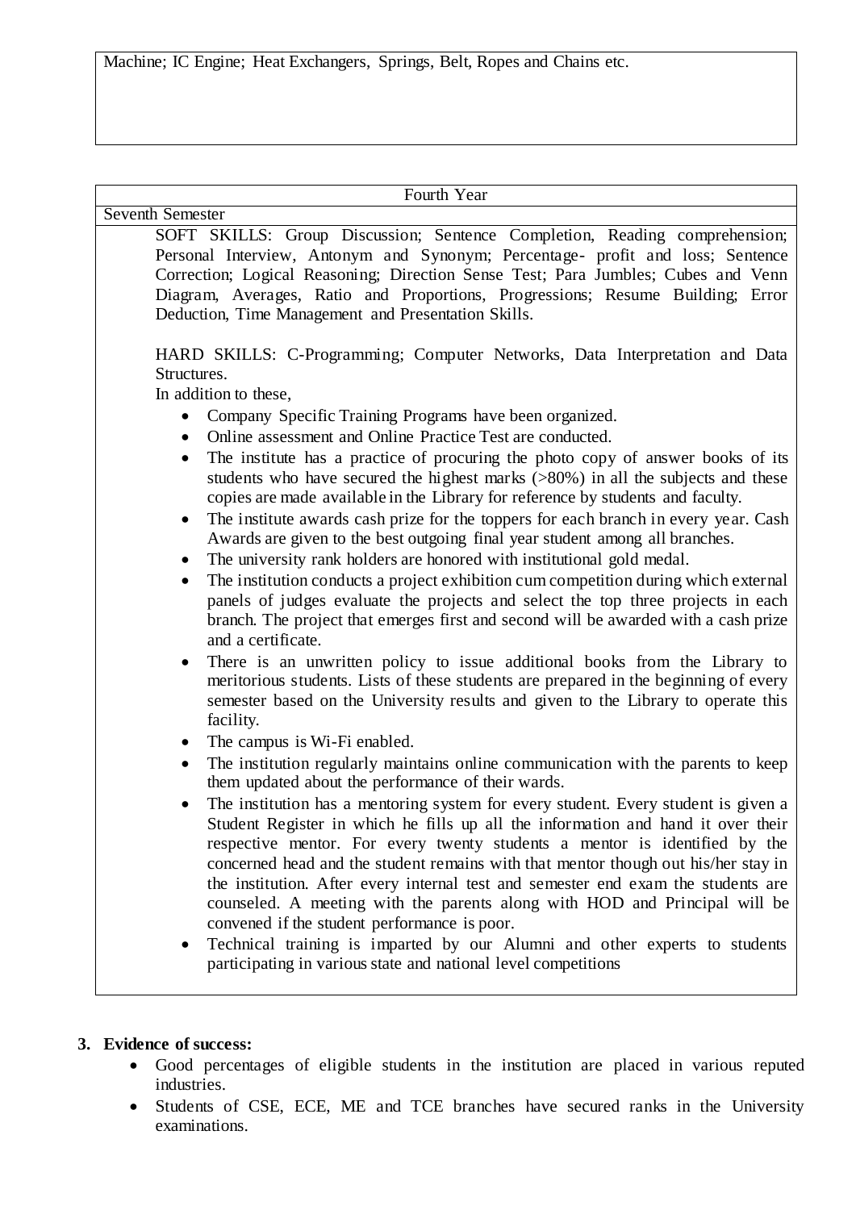Machine; IC Engine; Heat Exchangers, Springs, Belt, Ropes and Chains etc.

| Fourth Year |
|---|
| Seventh Semester |

SOFT SKILLS: Group Discussion; Sentence Completion, Reading comprehension; Personal Interview, Antonym and Synonym; Percentage- profit and loss; Sentence Correction; Logical Reasoning; Direction Sense Test; Para Jumbles; Cubes and Venn Diagram, Averages, Ratio and Proportions, Progressions; Resume Building; Error Deduction, Time Management and Presentation Skills.

HARD SKILLS: C-Programming; Computer Networks, Data Interpretation and Data Structures.

In addition to these,

- Company Specific Training Programs have been organized.
- Online assessment and Online Practice Test are conducted.
- The institute has a practice of procuring the photo copy of answer books of its students who have secured the highest marks (>80%) in all the subjects and these copies are made available in the Library for reference by students and faculty.
- The institute awards cash prize for the toppers for each branch in every year. Cash Awards are given to the best outgoing final year student among all branches.
- The university rank holders are honored with institutional gold medal.
- The institution conducts a project exhibition cum competition during which external panels of judges evaluate the projects and select the top three projects in each branch. The project that emerges first and second will be awarded with a cash prize and a certificate.
- There is an unwritten policy to issue additional books from the Library to meritorious students. Lists of these students are prepared in the beginning of every semester based on the University results and given to the Library to operate this facility.
- The campus is Wi-Fi enabled.
- The institution regularly maintains online communication with the parents to keep them updated about the performance of their wards.
- The institution has a mentoring system for every student. Every student is given a Student Register in which he fills up all the information and hand it over their respective mentor. For every twenty students a mentor is identified by the concerned head and the student remains with that mentor though out his/her stay in the institution. After every internal test and semester end exam the students are counseled. A meeting with the parents along with HOD and Principal will be convened if the student performance is poor.
- Technical training is imparted by our Alumni and other experts to students participating in various state and national level competitions

**3. Evidence of success:**

- Good percentages of eligible students in the institution are placed in various reputed industries.
- Students of CSE, ECE, ME and TCE branches have secured ranks in the University examinations.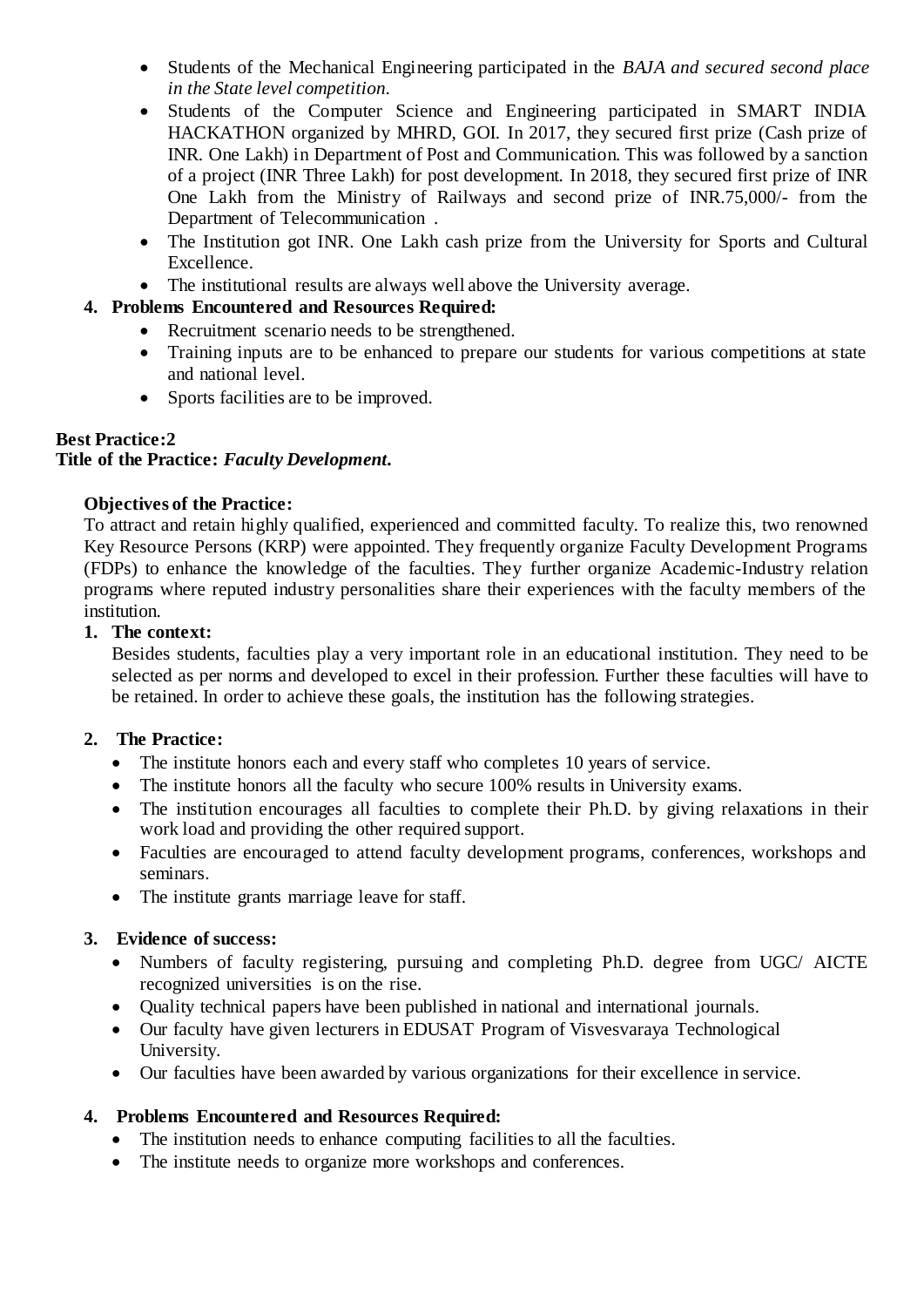- Students of the Mechanical Engineering participated in the *BAJA and secured second place in the State level competition*.
- Students of the Computer Science and Engineering participated in SMART INDIA HACKATHON organized by MHRD, GOI. In 2017, they secured first prize (Cash prize of INR. One Lakh) in Department of Post and Communication. This was followed by a sanction of a project (INR Three Lakh) for post development. In 2018, they secured first prize of INR One Lakh from the Ministry of Railways and second prize of INR.75,000/- from the Department of Telecommunication .
- The Institution got INR. One Lakh cash prize from the University for Sports and Cultural Excellence.
- The institutional results are always well above the University average.

**4. Problems Encountered and Resources Required:**

- Recruitment scenario needs to be strengthened.
- Training inputs are to be enhanced to prepare our students for various competitions at state and national level.
- Sports facilities are to be improved.

**Best Practice:2**

**Title of the Practice:** ***Faculty Development.***

**Objectives of the Practice:**

To attract and retain highly qualified, experienced and committed faculty. To realize this, two renowned Key Resource Persons (KRP) were appointed. They frequently organize Faculty Development Programs (FDPs) to enhance the knowledge of the faculties. They further organize Academic-Industry relation programs where reputed industry personalities share their experiences with the faculty members of the institution.

**1. The context:**

Besides students, faculties play a very important role in an educational institution. They need to be selected as per norms and developed to excel in their profession. Further these faculties will have to be retained. In order to achieve these goals, the institution has the following strategies.

**2. The Practice:**

- The institute honors each and every staff who completes 10 years of service.
- The institute honors all the faculty who secure 100% results in University exams.
- The institution encourages all faculties to complete their Ph.D. by giving relaxations in their work load and providing the other required support.
- Faculties are encouraged to attend faculty development programs, conferences, workshops and seminars.
- The institute grants marriage leave for staff.

**3. Evidence of success:**

- Numbers of faculty registering, pursuing and completing Ph.D. degree from UGC/ AICTE recognized universities is on the rise.
- Quality technical papers have been published in national and international journals.
- Our faculty have given lecturers in EDUSAT Program of Visvesvaraya Technological University.
- Our faculties have been awarded by various organizations for their excellence in service.

**4. Problems Encountered and Resources Required:**

- The institution needs to enhance computing facilities to all the faculties.
- The institute needs to organize more workshops and conferences.